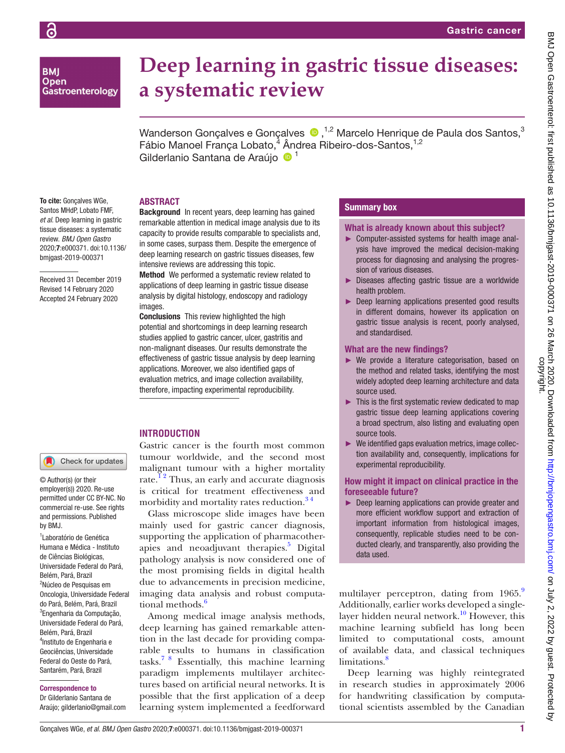# Deep learning in gastric tissue diseases: a systematic review

Wanderson Gonçalves e Gonçalves,[1,2] Marcelo Henrique de Paula dos Santos,[3] Fábio Manoel França Lobato,[4] Ândrea Ribeiro-dos-Santos,[1,2] Gilderlanio Santana de Araújo[1]

**To cite:** Gonçalves WGe, Santos MHdP, Lobato FMF, *et al*. Deep learning in gastric tissue diseases: a systematic review. *BMJ Open Gastro* 2020;**7**:e000371. doi:10.1136/bmjgast-2019-000371

Received 31 December 2019
Revised 14 February 2020
Accepted 24 February 2020

© Author(s) (or their employer(s)) 2020. Re-use permitted under CC BY-NC. No commercial re-use. See rights and permissions. Published by BMJ.

[1]Laboratório de Genética Humana e Médica - Instituto de Ciências Biológicas, Universidade Federal do Pará, Belém, Pará, Brazil
[2]Núcleo de Pesquisas em Oncologia, Universidade Federal do Pará, Belém, Pará, Brazil
[3]Engenharia da Computação, Universidade Federal do Pará, Belém, Pará, Brazil
[4]Instituto de Engenharia e Geociências, Universidade Federal do Oeste do Pará, Santarém, Pará, Brazil

**Correspondence to**
Dr Gilderlanio Santana de Araújo; gilderlanio@gmail.com

## ABSTRACT

**Background** In recent years, deep learning has gained remarkable attention in medical image analysis due to its capacity to provide results comparable to specialists and, in some cases, surpass them. Despite the emergence of deep learning research on gastric tissues diseases, few intensive reviews are addressing this topic.

**Method** We performed a systematic review related to applications of deep learning in gastric tissue disease analysis by digital histology, endoscopy and radiology images.

**Conclusions** This review highlighted the high potential and shortcomings in deep learning research studies applied to gastric cancer, ulcer, gastritis and non-malignant diseases. Our results demonstrate the effectiveness of gastric tissue analysis by deep learning applications. Moreover, we also identified gaps of evaluation metrics, and image collection availability, therefore, impacting experimental reproducibility.

## Summary box

### What is already known about this subject?

- Computer-assisted systems for health image analysis have improved the medical decision-making process for diagnosing and analysing the progression of various diseases.
- Diseases affecting gastric tissue are a worldwide health problem.
- Deep learning applications presented good results in different domains, however its application on gastric tissue analysis is recent, poorly analysed, and standardised.

### What are the new findings?

- We provide a literature categorisation, based on the method and related tasks, identifying the most widely adopted deep learning architecture and data source used.
- This is the first systematic review dedicated to map gastric tissue deep learning applications covering a broad spectrum, also listing and evaluating open source tools.
- We identified gaps evaluation metrics, image collection availability and, consequently, implications for experimental reproducibility.

### How might it impact on clinical practice in the foreseeable future?

- Deep learning applications can provide greater and more efficient workflow support and extraction of important information from histological images, consequently, replicable studies need to be conducted clearly, and transparently, also providing the data used.

## INTRODUCTION

Gastric cancer is the fourth most common tumour worldwide, and the second most malignant tumour with a higher mortality rate.[1,2] Thus, an early and accurate diagnosis is critical for treatment effectiveness and morbidity and mortality rates reduction.[3,4]

Glass microscope slide images have been mainly used for gastric cancer diagnosis, supporting the application of pharmacotherapies and neoadjuvant therapies.[5] Digital pathology analysis is now considered one of the most promising fields in digital health due to advancements in precision medicine, imaging data analysis and robust computational methods.[6]

Among medical image analysis methods, deep learning has gained remarkable attention in the last decade for providing comparable results to humans in classification tasks.[7,8] Essentially, this machine learning paradigm implements multilayer architectures based on artificial neural networks. It is possible that the first application of a deep learning system implemented a feedforward multilayer perceptron, dating from 1965.[9] Additionally, earlier works developed a single-layer hidden neural network.[10] However, this machine learning subfield has long been limited to computational costs, amount of available data, and classical techniques limitations.[8]

Deep learning was highly reintegrated in research studies in approximately 2006 for handwriting classification by computational scientists assembled by the Canadian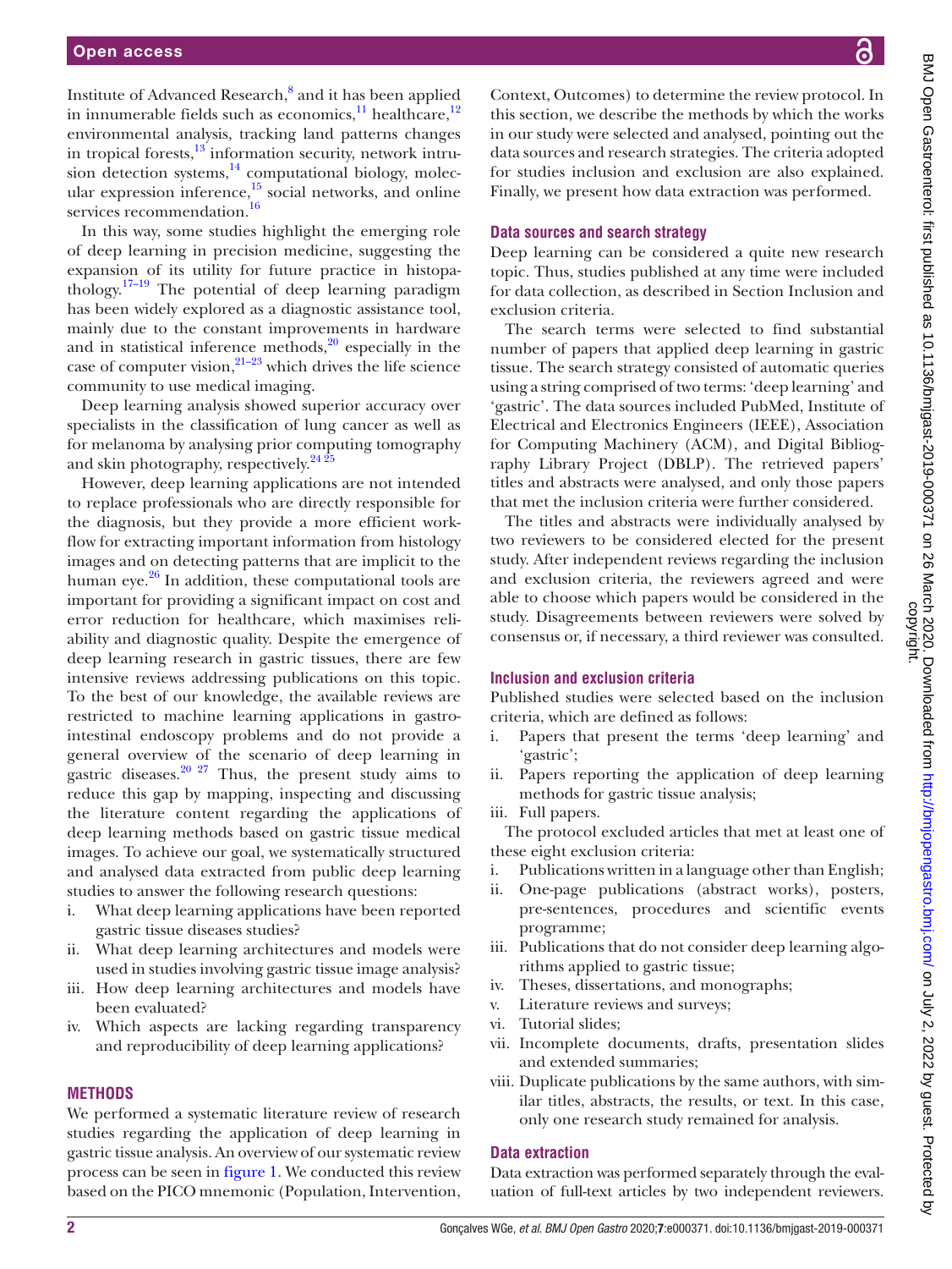Institute of Advanced Research,[8] and it has been applied in innumerable fields such as economics,[11] healthcare,[12] environmental analysis, tracking land patterns changes in tropical forests,[13] information security, network intrusion detection systems,[14] computational biology, molecular expression inference,[15] social networks, and online services recommendation.[16]

In this way, some studies highlight the emerging role of deep learning in precision medicine, suggesting the expansion of its utility for future practice in histopathology.[17–19] The potential of deep learning paradigm has been widely explored as a diagnostic assistance tool, mainly due to the constant improvements in hardware and in statistical inference methods,[20] especially in the case of computer vision,[21–23] which drives the life science community to use medical imaging.

Deep learning analysis showed superior accuracy over specialists in the classification of lung cancer as well as for melanoma by analysing prior computing tomography and skin photography, respectively.[24 25]

However, deep learning applications are not intended to replace professionals who are directly responsible for the diagnosis, but they provide a more efficient workflow for extracting important information from histology images and on detecting patterns that are implicit to the human eye.[26] In addition, these computational tools are important for providing a significant impact on cost and error reduction for healthcare, which maximises reliability and diagnostic quality. Despite the emergence of deep learning research in gastric tissues, there are few intensive reviews addressing publications on this topic. To the best of our knowledge, the available reviews are restricted to machine learning applications in gastrointestinal endoscopy problems and do not provide a general overview of the scenario of deep learning in gastric diseases.[20 27] Thus, the present study aims to reduce this gap by mapping, inspecting and discussing the literature content regarding the applications of deep learning methods based on gastric tissue medical images. To achieve our goal, we systematically structured and analysed data extracted from public deep learning studies to answer the following research questions:

i. What deep learning applications have been reported gastric tissue diseases studies?
ii. What deep learning architectures and models were used in studies involving gastric tissue image analysis?
iii. How deep learning architectures and models have been evaluated?
iv. Which aspects are lacking regarding transparency and reproducibility of deep learning applications?

## METHODS

We performed a systematic literature review of research studies regarding the application of deep learning in gastric tissue analysis. An overview of our systematic review process can be seen in figure 1. We conducted this review based on the PICO mnemonic (Population, Intervention, Context, Outcomes) to determine the review protocol. In this section, we describe the methods by which the works in our study were selected and analysed, pointing out the data sources and research strategies. The criteria adopted for studies inclusion and exclusion are also explained. Finally, we present how data extraction was performed.

### Data sources and search strategy

Deep learning can be considered a quite new research topic. Thus, studies published at any time were included for data collection, as described in Section Inclusion and exclusion criteria.

The search terms were selected to find substantial number of papers that applied deep learning in gastric tissue. The search strategy consisted of automatic queries using a string comprised of two terms: 'deep learning' and 'gastric'. The data sources included PubMed, Institute of Electrical and Electronics Engineers (IEEE), Association for Computing Machinery (ACM), and Digital Bibliography Library Project (DBLP). The retrieved papers' titles and abstracts were analysed, and only those papers that met the inclusion criteria were further considered.

The titles and abstracts were individually analysed by two reviewers to be considered elected for the present study. After independent reviews regarding the inclusion and exclusion criteria, the reviewers agreed and were able to choose which papers would be considered in the study. Disagreements between reviewers were solved by consensus or, if necessary, a third reviewer was consulted.

### Inclusion and exclusion criteria

Published studies were selected based on the inclusion criteria, which are defined as follows:

i. Papers that present the terms 'deep learning' and 'gastric';
ii. Papers reporting the application of deep learning methods for gastric tissue analysis;
iii. Full papers.

The protocol excluded articles that met at least one of these eight exclusion criteria:

i. Publications written in a language other than English;
ii. One-page publications (abstract works), posters, pre-sentences, procedures and scientific events programme;
iii. Publications that do not consider deep learning algorithms applied to gastric tissue;
iv. Theses, dissertations, and monographs;
v. Literature reviews and surveys;
vi. Tutorial slides;
vii. Incomplete documents, drafts, presentation slides and extended summaries;
viii. Duplicate publications by the same authors, with similar titles, abstracts, the results, or text. In this case, only one research study remained for analysis.

### Data extraction

Data extraction was performed separately through the evaluation of full-text articles by two independent reviewers.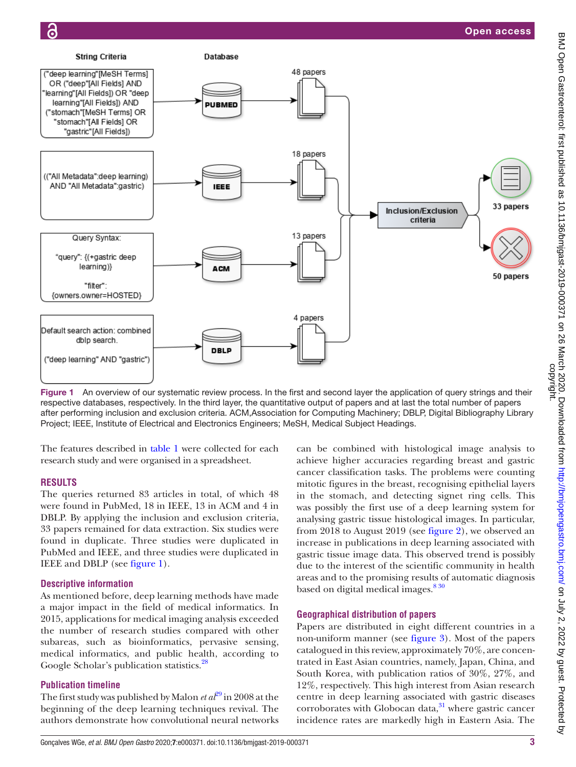Figure 1 An overview of our systematic review process. In the first and second layer the application of query strings and their respective databases, respectively. In the third layer, the quantitative output of papers and at last the total number of papers after performing inclusion and exclusion criteria. ACM,Association for Computing Machinery; DBLP, Digital Bibliography Library Project; IEEE, Institute of Electrical and Electronics Engineers; MeSH, Medical Subject Headings.

The features described in table 1 were collected for each research study and were organised in a spreadsheet.

## RESULTS

The queries returned 83 articles in total, of which 48 were found in PubMed, 18 in IEEE, 13 in ACM and 4 in DBLP. By applying the inclusion and exclusion criteria, 33 papers remained for data extraction. Six studies were found in duplicate. Three studies were duplicated in PubMed and IEEE, and three studies were duplicated in IEEE and DBLP (see figure 1).

### Descriptive information

As mentioned before, deep learning methods have made a major impact in the field of medical informatics. In 2015, applications for medical imaging analysis exceeded the number of research studies compared with other subareas, such as bioinformatics, pervasive sensing, medical informatics, and public health, according to Google Scholar's publication statistics.[28]

### Publication timeline

The first study was published by Malon *et al*[29] in 2008 at the beginning of the deep learning techniques revival. The authors demonstrate how convolutional neural networks can be combined with histological image analysis to achieve higher accuracies regarding breast and gastric cancer classification tasks. The problems were counting mitotic figures in the breast, recognising epithelial layers in the stomach, and detecting signet ring cells. This was possibly the first use of a deep learning system for analysing gastric tissue histological images. In particular, from 2018 to August 2019 (see figure 2), we observed an increase in publications in deep learning associated with gastric tissue image data. This observed trend is possibly due to the interest of the scientific community in health areas and to the promising results of automatic diagnosis based on digital medical images.[8 30]

### Geographical distribution of papers

Papers are distributed in eight different countries in a non-uniform manner (see figure 3). Most of the papers catalogued in this review, approximately 70%, are concentrated in East Asian countries, namely, Japan, China, and South Korea, with publication ratios of 30%, 27%, and 12%, respectively. This high interest from Asian research centre in deep learning associated with gastric diseases corroborates with Globocan data,[31] where gastric cancer incidence rates are markedly high in Eastern Asia. The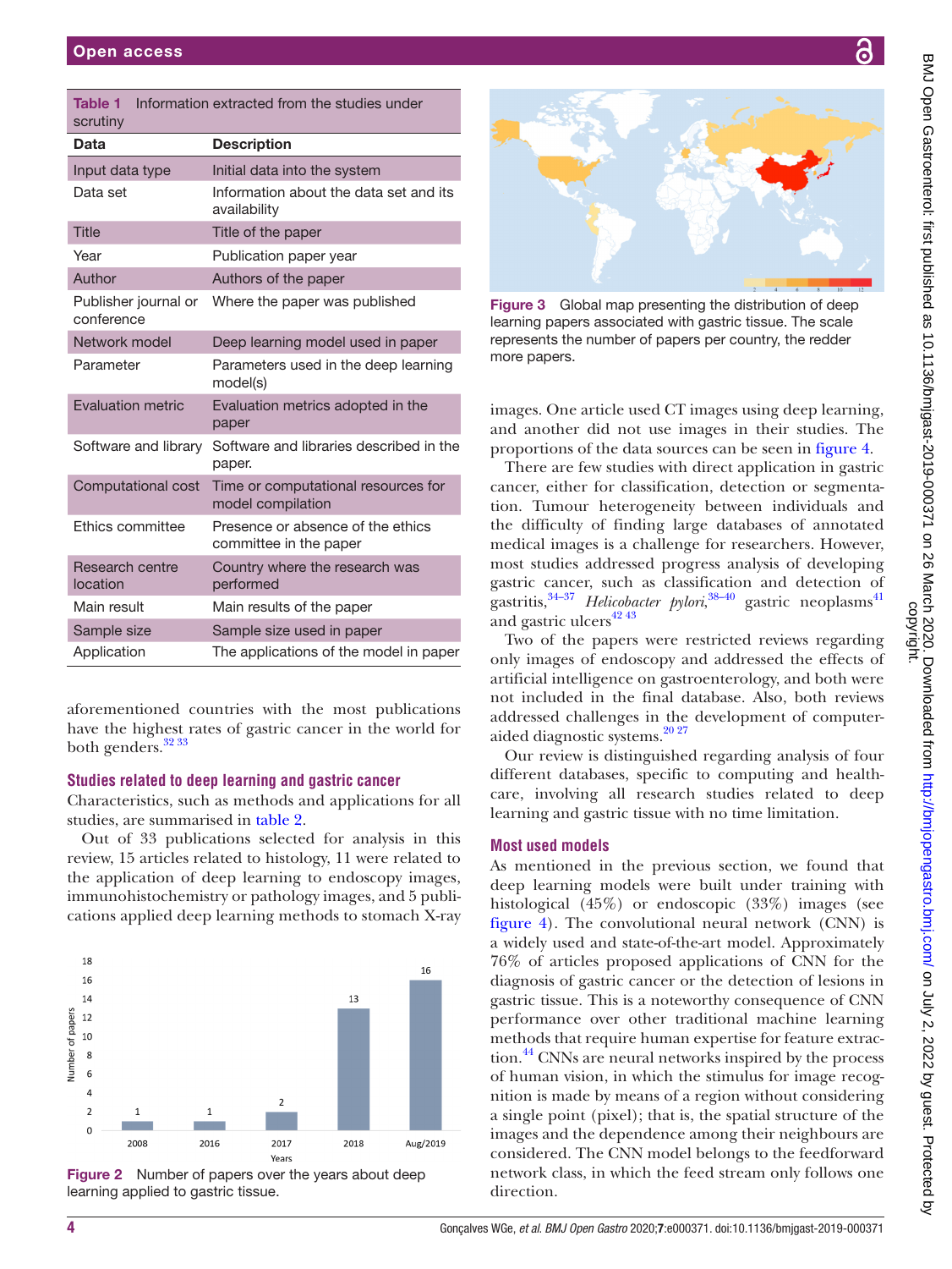**Table 1** Information extracted from the studies under scrutiny

| Data | Description |
|---|---|
| Input data type | Initial data into the system |
| Data set | Information about the data set and its availability |
| Title | Title of the paper |
| Year | Publication paper year |
| Author | Authors of the paper |
| Publisher journal or conference | Where the paper was published |
| Network model | Deep learning model used in paper |
| Parameter | Parameters used in the deep learning model(s) |
| Evaluation metric | Evaluation metrics adopted in the paper |
| Software and library | Software and libraries described in the paper. |
| Computational cost | Time or computational resources for model compilation |
| Ethics committee | Presence or absence of the ethics committee in the paper |
| Research centre location | Country where the research was performed |
| Main result | Main results of the paper |
| Sample size | Sample size used in paper |
| Application | The applications of the model in paper |

aforementioned countries with the most publications have the highest rates of gastric cancer in the world for both genders.[32 33]

### Studies related to deep learning and gastric cancer

Characteristics, such as methods and applications for all studies, are summarised in table 2.

Out of 33 publications selected for analysis in this review, 15 articles related to histology, 11 were related to the application of deep learning to endoscopy images, immunohistochemistry or pathology images, and 5 publications applied deep learning methods to stomach X-ray images. One article used CT images using deep learning, and another did not use images in their studies. The proportions of the data sources can be seen in figure 4.

Figure 2 Number of papers over the years about deep learning applied to gastric tissue.

Figure 3 Global map presenting the distribution of deep learning papers associated with gastric tissue. The scale represents the number of papers per country, the redder more papers.

There are few studies with direct application in gastric cancer, either for classification, detection or segmentation. Tumour heterogeneity between individuals and the difficulty of finding large databases of annotated medical images is a challenge for researchers. However, most studies addressed progress analysis of developing gastric cancer, such as classification and detection of gastritis,[34–37] *Helicobacter pylori*,[38–40] gastric neoplasms[41] and gastric ulcers[42 43]

Two of the papers were restricted reviews regarding only images of endoscopy and addressed the effects of artificial intelligence on gastroenterology, and both were not included in the final database. Also, both reviews addressed challenges in the development of computer-aided diagnostic systems.[20 27]

Our review is distinguished regarding analysis of four different databases, specific to computing and healthcare, involving all research studies related to deep learning and gastric tissue with no time limitation.

### Most used models

As mentioned in the previous section, we found that deep learning models were built under training with histological (45%) or endoscopic (33%) images (see figure 4). The convolutional neural network (CNN) is a widely used and state-of-the-art model. Approximately 76% of articles proposed applications of CNN for the diagnosis of gastric cancer or the detection of lesions in gastric tissue. This is a noteworthy consequence of CNN performance over other traditional machine learning methods that require human expertise for feature extraction.[44] CNNs are neural networks inspired by the process of human vision, in which the stimulus for image recognition is made by means of a region without considering a single point (pixel); that is, the spatial structure of the images and the dependence among their neighbours are considered. The CNN model belongs to the feedforward network class, in which the feed stream only follows one direction.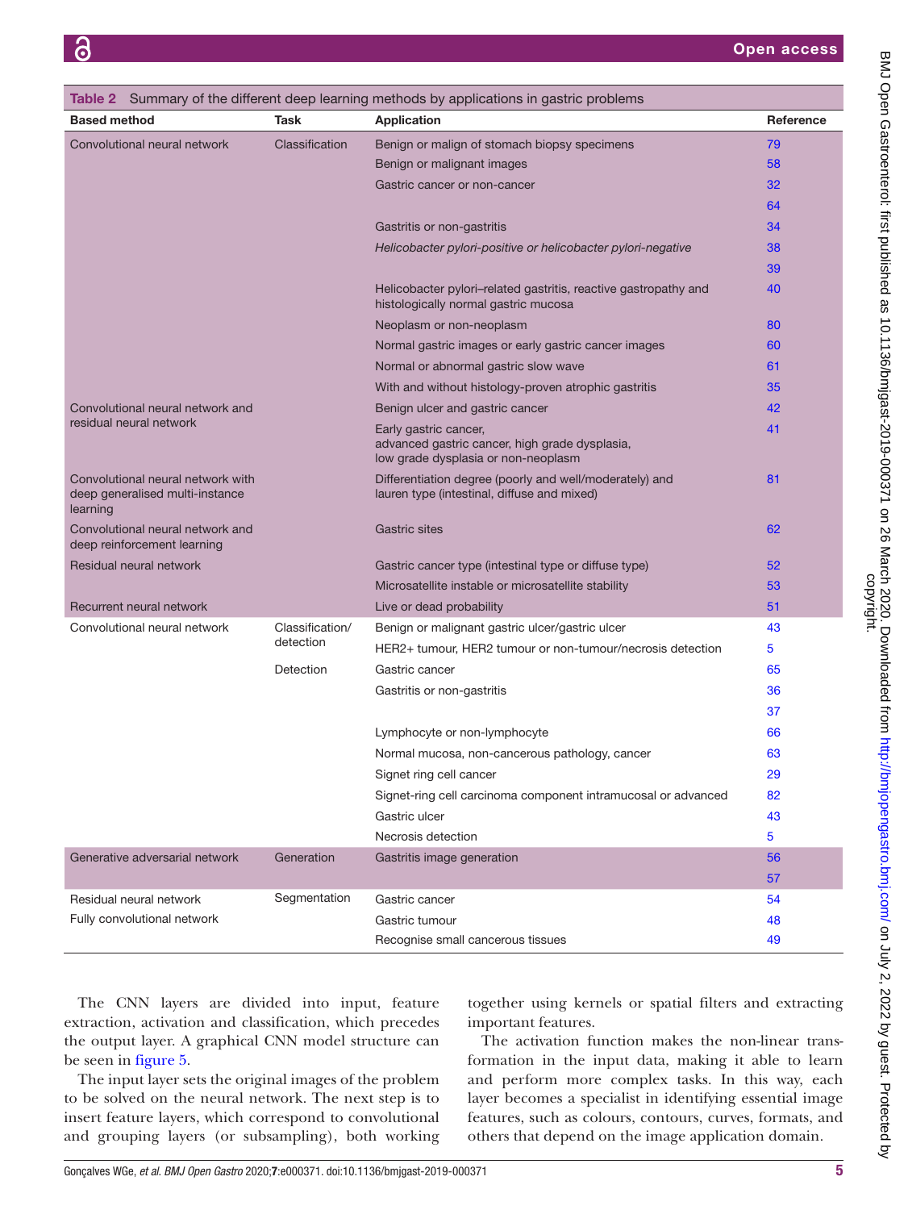**Table 2** Summary of the different deep learning methods by applications in gastric problems

| Based method | Task | Application | Reference |
|---|---|---|---|
| Convolutional neural network | Classification | Benign or malign of stomach biopsy specimens | 79 |
| | | Benign or malignant images | 58 |
| | | Gastric cancer or non-cancer | 32 |
| | | | 64 |
| | | Gastritis or non-gastritis | 34 |
| | | *Helicobacter pylori-positive or helicobacter pylori-negative* | 38 |
| | | | 39 |
| | | Helicobacter pylori–related gastritis, reactive gastropathy and histologically normal gastric mucosa | 40 |
| | | Neoplasm or non-neoplasm | 80 |
| | | Normal gastric images or early gastric cancer images | 60 |
| | | Normal or abnormal gastric slow wave | 61 |
| | | With and without histology-proven atrophic gastritis | 35 |
| Convolutional neural network and residual neural network | | Benign ulcer and gastric cancer | 42 |
| | | Early gastric cancer, advanced gastric cancer, high grade dysplasia, low grade dysplasia or non-neoplasm | 41 |
| Convolutional neural network with deep generalised multi-instance learning | | Differentiation degree (poorly and well/moderately) and lauren type (intestinal, diffuse and mixed) | 81 |
| Convolutional neural network and deep reinforcement learning | | Gastric sites | 62 |
| Residual neural network | | Gastric cancer type (intestinal type or diffuse type) | 52 |
| | | Microsatellite instable or microsatellite stability | 53 |
| Recurrent neural network | | Live or dead probability | 51 |
| Convolutional neural network | Classification/ detection | Benign or malignant gastric ulcer/gastric ulcer | 43 |
| | | HER2+ tumour, HER2 tumour or non-tumour/necrosis detection | 5 |
| | Detection | Gastric cancer | 65 |
| | | Gastritis or non-gastritis | 36 |
| | | | 37 |
| | | Lymphocyte or non-lymphocyte | 66 |
| | | Normal mucosa, non-cancerous pathology, cancer | 63 |
| | | Signet ring cell cancer | 29 |
| | | Signet-ring cell carcinoma component intramucosal or advanced | 82 |
| | | Gastric ulcer | 43 |
| | | Necrosis detection | 5 |
| Generative adversarial network | Generation | Gastritis image generation | 56 |
| | | | 57 |
| Residual neural network | Segmentation | Gastric cancer | 54 |
| Fully convolutional network | | Gastric tumour | 48 |
| | | Recognise small cancerous tissues | 49 |

The CNN layers are divided into input, feature extraction, activation and classification, which precedes the output layer. A graphical CNN model structure can be seen in figure 5.

The input layer sets the original images of the problem to be solved on the neural network. The next step is to insert feature layers, which correspond to convolutional and grouping layers (or subsampling), both working together using kernels or spatial filters and extracting important features.

The activation function makes the non-linear transformation in the input data, making it able to learn and perform more complex tasks. In this way, each layer becomes a specialist in identifying essential image features, such as colours, contours, curves, formats, and others that depend on the image application domain.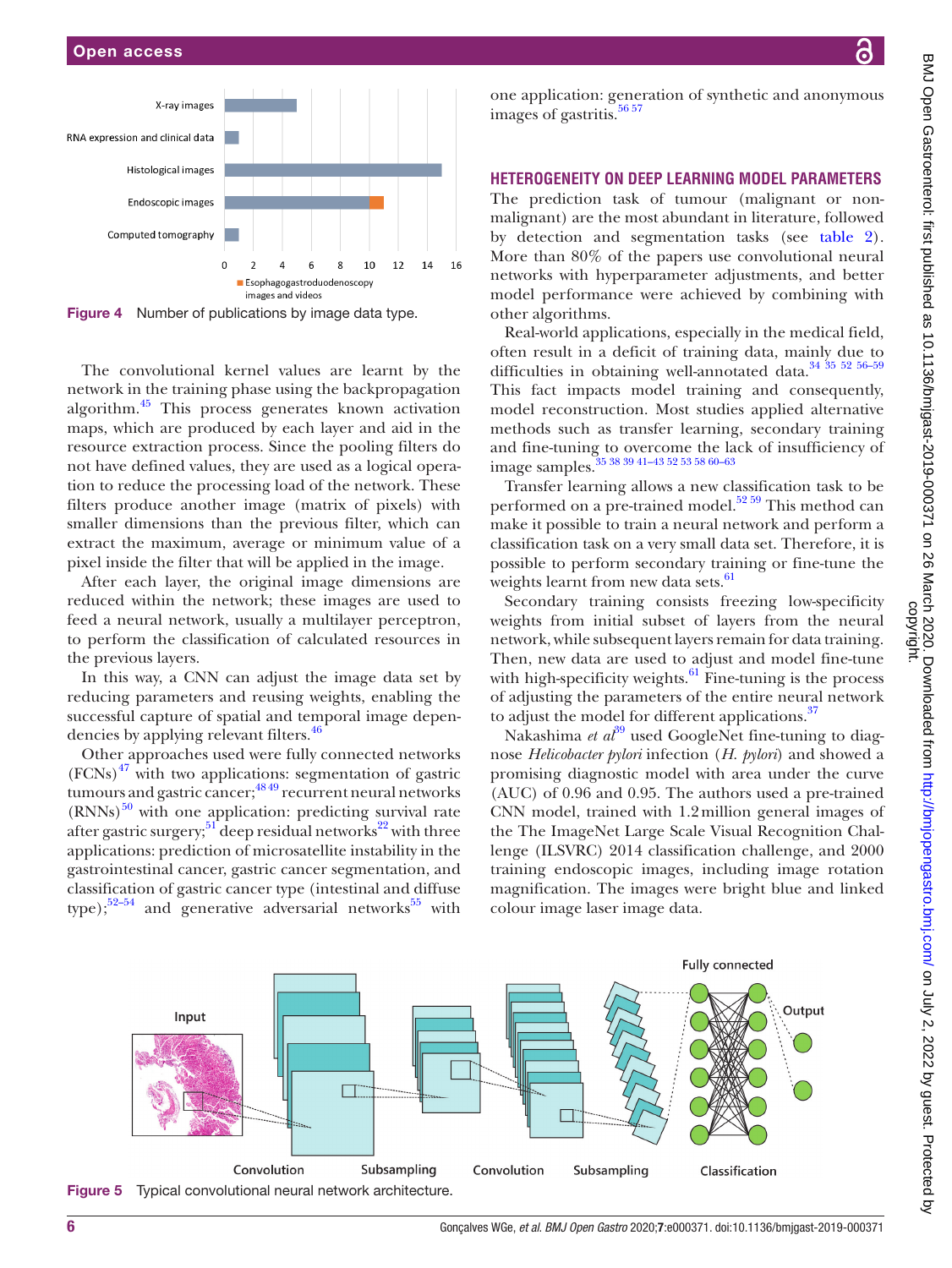Figure 4 Number of publications by image data type.

The convolutional kernel values are learnt by the network in the training phase using the backpropagation algorithm.[45] This process generates known activation maps, which are produced by each layer and aid in the resource extraction process. Since the pooling filters do not have defined values, they are used as a logical operation to reduce the processing load of the network. These filters produce another image (matrix of pixels) with smaller dimensions than the previous filter, which can extract the maximum, average or minimum value of a pixel inside the filter that will be applied in the image.

After each layer, the original image dimensions are reduced within the network; these images are used to feed a neural network, usually a multilayer perceptron, to perform the classification of calculated resources in the previous layers.

In this way, a CNN can adjust the image data set by reducing parameters and reusing weights, enabling the successful capture of spatial and temporal image dependencies by applying relevant filters.[46]

Other approaches used were fully connected networks (FCNs)[47] with two applications: segmentation of gastric tumours and gastric cancer;[48 49] recurrent neural networks (RNNs)[50] with one application: predicting survival rate after gastric surgery;[51] deep residual networks[22] with three applications: prediction of microsatellite instability in the gastrointestinal cancer, gastric cancer segmentation, and classification of gastric cancer type (intestinal and diffuse type);[52–54] and generative adversarial networks[55] with one application: generation of synthetic and anonymous images of gastritis.[56 57]

## HETEROGENEITY ON DEEP LEARNING MODEL PARAMETERS

The prediction task of tumour (malignant or non-malignant) are the most abundant in literature, followed by detection and segmentation tasks (see table 2). More than 80% of the papers use convolutional neural networks with hyperparameter adjustments, and better model performance were achieved by combining with other algorithms.

Real-world applications, especially in the medical field, often result in a deficit of training data, mainly due to difficulties in obtaining well-annotated data.[34 35 52 56–59] This fact impacts model training and consequently, model reconstruction. Most studies applied alternative methods such as transfer learning, secondary training and fine-tuning to overcome the lack of insufficiency of image samples.[35 38 39 41–43 52 53 58 60–63]

Transfer learning allows a new classification task to be performed on a pre-trained model.[52 59] This method can make it possible to train a neural network and perform a classification task on a very small data set. Therefore, it is possible to perform secondary training or fine-tune the weights learnt from new data sets.[61]

Secondary training consists freezing low-specificity weights from initial subset of layers from the neural network, while subsequent layers remain for data training. Then, new data are used to adjust and model fine-tune with high-specificity weights.[61] Fine-tuning is the process of adjusting the parameters of the entire neural network to adjust the model for different applications.[37]

Nakashima *et al*[39] used GoogleNet fine-tuning to diagnose *Helicobacter pylori* infection (*H. pylori*) and showed a promising diagnostic model with area under the curve (AUC) of 0.96 and 0.95. The authors used a pre-trained CNN model, trained with 1.2 million general images of the The ImageNet Large Scale Visual Recognition Challenge (ILSVRC) 2014 classification challenge, and 2000 training endoscopic images, including image rotation magnification. The images were bright blue and linked colour image laser image data.

Figure 5 Typical convolutional neural network architecture.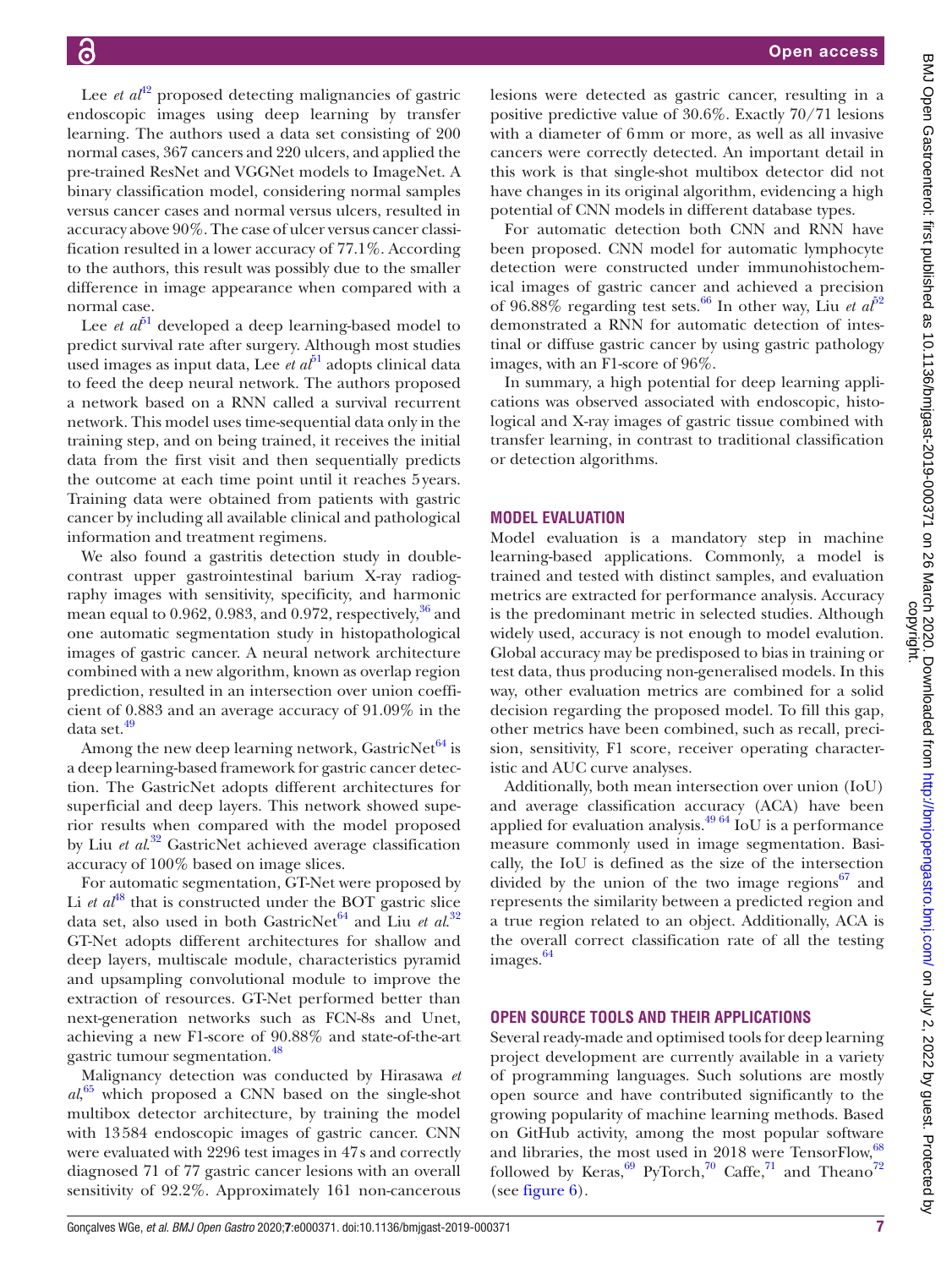Lee *et al*[42] proposed detecting malignancies of gastric endoscopic images using deep learning by transfer learning. The authors used a data set consisting of 200 normal cases, 367 cancers and 220 ulcers, and applied the pre-trained ResNet and VGGNet models to ImageNet. A binary classification model, considering normal samples versus cancer cases and normal versus ulcers, resulted in accuracy above 90%. The case of ulcer versus cancer classification resulted in a lower accuracy of 77.1%. According to the authors, this result was possibly due to the smaller difference in image appearance when compared with a normal case.

Lee *et al*[51] developed a deep learning-based model to predict survival rate after surgery. Although most studies used images as input data, Lee *et al*[51] adopts clinical data to feed the deep neural network. The authors proposed a network based on a RNN called a survival recurrent network. This model uses time-sequential data only in the training step, and on being trained, it receives the initial data from the first visit and then sequentially predicts the outcome at each time point until it reaches 5 years. Training data were obtained from patients with gastric cancer by including all available clinical and pathological information and treatment regimens.

We also found a gastritis detection study in double-contrast upper gastrointestinal barium X-ray radiography images with sensitivity, specificity, and harmonic mean equal to 0.962, 0.983, and 0.972, respectively,[36] and one automatic segmentation study in histopathological images of gastric cancer. A neural network architecture combined with a new algorithm, known as overlap region prediction, resulted in an intersection over union coefficient of 0.883 and an average accuracy of 91.09% in the data set.[49]

Among the new deep learning network, GastricNet[64] is a deep learning-based framework for gastric cancer detection. The GastricNet adopts different architectures for superficial and deep layers. This network showed superior results when compared with the model proposed by Liu *et al*.[32] GastricNet achieved average classification accuracy of 100% based on image slices.

For automatic segmentation, GT-Net were proposed by Li *et al*[48] that is constructed under the BOT gastric slice data set, also used in both GastricNet[64] and Liu *et al*.[32] GT-Net adopts different architectures for shallow and deep layers, multiscale module, characteristics pyramid and upsampling convolutional module to improve the extraction of resources. GT-Net performed better than next-generation networks such as FCN-8s and Unet, achieving a new F1-score of 90.88% and state-of-the-art gastric tumour segmentation.[48]

Malignancy detection was conducted by Hirasawa *et al*,[65] which proposed a CNN based on the single-shot multibox detector architecture, by training the model with 13 584 endoscopic images of gastric cancer. CNN were evaluated with 2296 test images in 47 s and correctly diagnosed 71 of 77 gastric cancer lesions with an overall sensitivity of 92.2%. Approximately 161 non-cancerous lesions were detected as gastric cancer, resulting in a positive predictive value of 30.6%. Exactly 70/71 lesions with a diameter of 6 mm or more, as well as all invasive cancers were correctly detected. An important detail in this work is that single-shot multibox detector did not have changes in its original algorithm, evidencing a high potential of CNN models in different database types.

For automatic detection both CNN and RNN have been proposed. CNN model for automatic lymphocyte detection were constructed under immunohistochemical images of gastric cancer and achieved a precision of 96.88% regarding test sets.[66] In other way, Liu *et al*[52] demonstrated a RNN for automatic detection of intestinal or diffuse gastric cancer by using gastric pathology images, with an F1-score of 96%.

In summary, a high potential for deep learning applications was observed associated with endoscopic, histological and X-ray images of gastric tissue combined with transfer learning, in contrast to traditional classification or detection algorithms.

## MODEL EVALUATION

Model evaluation is a mandatory step in machine learning-based applications. Commonly, a model is trained and tested with distinct samples, and evaluation metrics are extracted for performance analysis. Accuracy is the predominant metric in selected studies. Although widely used, accuracy is not enough to model evalution. Global accuracy may be predisposed to bias in training or test data, thus producing non-generalised models. In this way, other evaluation metrics are combined for a solid decision regarding the proposed model. To fill this gap, other metrics have been combined, such as recall, precision, sensitivity, F1 score, receiver operating characteristic and AUC curve analyses.

Additionally, both mean intersection over union (IoU) and average classification accuracy (ACA) have been applied for evaluation analysis.[49,64] IoU is a performance measure commonly used in image segmentation. Basically, the IoU is defined as the size of the intersection divided by the union of the two image regions[67] and represents the similarity between a predicted region and a true region related to an object. Additionally, ACA is the overall correct classification rate of all the testing images.[64]

## OPEN SOURCE TOOLS AND THEIR APPLICATIONS

Several ready-made and optimised tools for deep learning project development are currently available in a variety of programming languages. Such solutions are mostly open source and have contributed significantly to the growing popularity of machine learning methods. Based on GitHub activity, among the most popular software and libraries, the most used in 2018 were TensorFlow,[68] followed by Keras,[69] PyTorch,[70] Caffe,[71] and Theano[72] (see figure 6).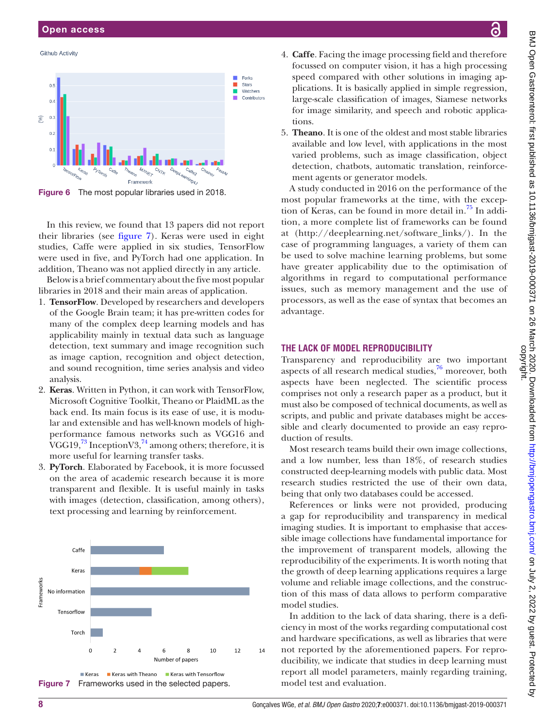Figure 6 The most popular libraries used in 2018.

In this review, we found that 13 papers did not report their libraries (see figure 7). Keras were used in eight studies, Caffe were applied in six studies, TensorFlow were used in five, and PyTorch had one application. In addition, Theano was not applied directly in any article.

Below is a brief commentary about the five most popular libraries in 2018 and their main areas of application.

1. **TensorFlow**. Developed by researchers and developers of the Google Brain team; it has pre-written codes for many of the complex deep learning models and has applicability mainly in textual data such as language detection, text summary and image recognition such as image caption, recognition and object detection, and sound recognition, time series analysis and video analysis.
2. **Keras**. Written in Python, it can work with TensorFlow, Microsoft Cognitive Toolkit, Theano or PlaidML as the back end. Its main focus is its ease of use, it is modular and extensible and has well-known models of high-performance famous networks such as VGG16 and VGG19,[73] InceptionV3,[74] among others; therefore, it is more useful for learning transfer tasks.
3. **PyTorch**. Elaborated by Facebook, it is more focussed on the area of academic research because it is more transparent and flexible. It is useful mainly in tasks with images (detection, classification, among others), text processing and learning by reinforcement.
4. **Caffe**. Facing the image processing field and therefore focussed on computer vision, it has a high processing speed compared with other solutions in imaging applications. It is basically applied in simple regression, large-scale classification of images, Siamese networks for image similarity, and speech and robotic applications.
5. **Theano**. It is one of the oldest and most stable libraries available and low level, with applications in the most varied problems, such as image classification, object detection, chatbots, automatic translation, reinforcement agents or generator models.

Figure 7 Frameworks used in the selected papers.

A study conducted in 2016 on the performance of the most popular frameworks at the time, with the exception of Keras, can be found in more detail in.[75] In addition, a more complete list of frameworks can be found at (http://deeplearning.net/software_links/). In the case of programming languages, a variety of them can be used to solve machine learning problems, but some have greater applicability due to the optimisation of algorithms in regard to computational performance issues, such as memory management and the use of processors, as well as the ease of syntax that becomes an advantage.

## THE LACK OF MODEL REPRODUCIBILITY

Transparency and reproducibility are two important aspects of all research medical studies,[76] moreover, both aspects have been neglected. The scientific process comprises not only a research paper as a product, but it must also be composed of technical documents, as well as scripts, and public and private databases might be accessible and clearly documented to provide an easy reproduction of results.

Most research teams build their own image collections, and a low number, less than 18%, of research studies constructed deep-learning models with public data. Most research studies restricted the use of their own data, being that only two databases could be accessed.

References or links were not provided, producing a gap for reproducibility and transparency in medical imaging studies. It is important to emphasise that accessible image collections have fundamental importance for the improvement of transparent models, allowing the reproducibility of the experiments. It is worth noting that the growth of deep learning applications requires a large volume and reliable image collections, and the construction of this mass of data allows to perform comparative model studies.

In addition to the lack of data sharing, there is a deficiency in most of the works regarding computational cost and hardware specifications, as well as libraries that were not reported by the aforementioned papers. For reproducibility, we indicate that studies in deep learning must report all model parameters, mainly regarding training, model test and evaluation.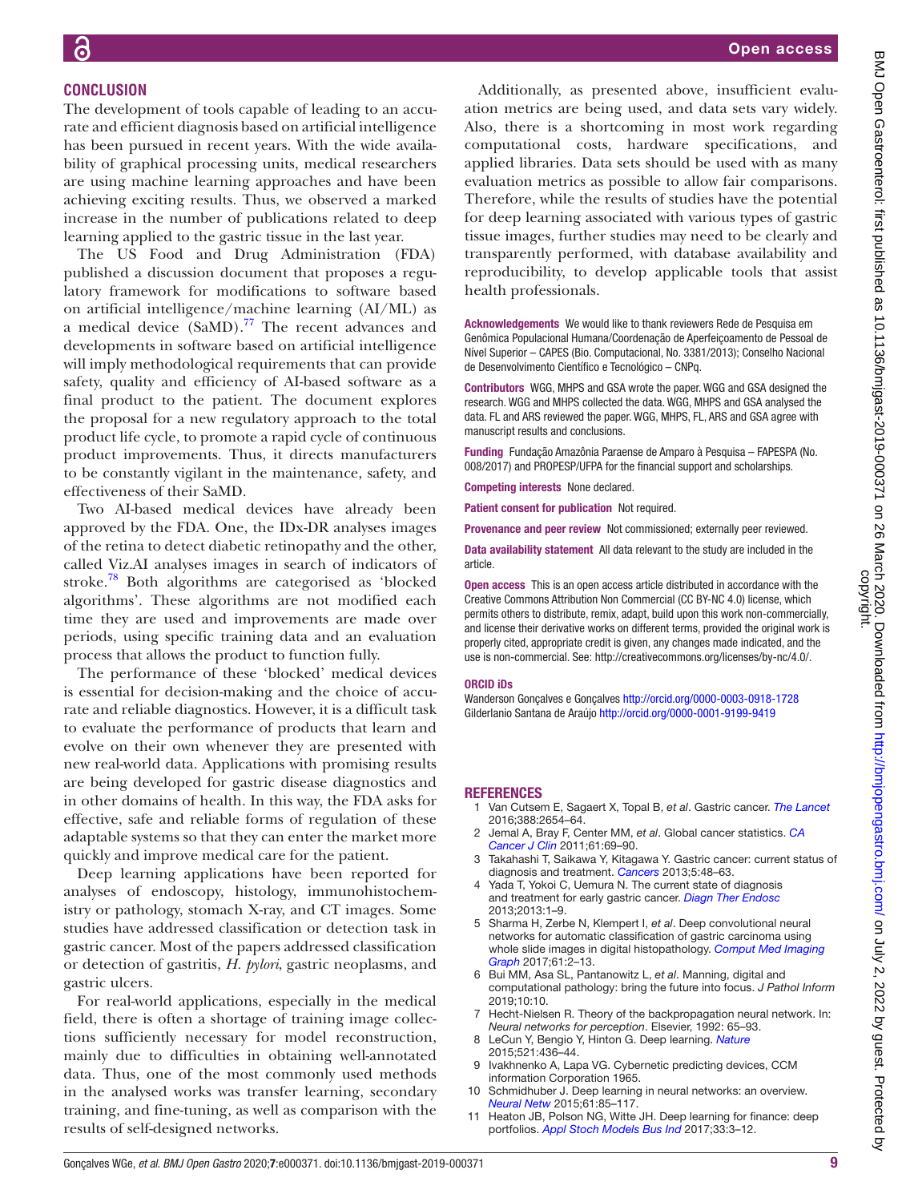## CONCLUSION

The development of tools capable of leading to an accurate and efficient diagnosis based on artificial intelligence has been pursued in recent years. With the wide availability of graphical processing units, medical researchers are using machine learning approaches and have been achieving exciting results. Thus, we observed a marked increase in the number of publications related to deep learning applied to the gastric tissue in the last year.

The US Food and Drug Administration (FDA) published a discussion document that proposes a regulatory framework for modifications to software based on artificial intelligence/machine learning (AI/ML) as a medical device (SaMD).[77] The recent advances and developments in software based on artificial intelligence will imply methodological requirements that can provide safety, quality and efficiency of AI-based software as a final product to the patient. The document explores the proposal for a new regulatory approach to the total product life cycle, to promote a rapid cycle of continuous product improvements. Thus, it directs manufacturers to be constantly vigilant in the maintenance, safety, and effectiveness of their SaMD.

Two AI-based medical devices have already been approved by the FDA. One, the IDx-DR analyses images of the retina to detect diabetic retinopathy and the other, called Viz.AI analyses images in search of indicators of stroke.[78] Both algorithms are categorised as 'blocked algorithms'. These algorithms are not modified each time they are used and improvements are made over periods, using specific training data and an evaluation process that allows the product to function fully.

The performance of these 'blocked' medical devices is essential for decision-making and the choice of accurate and reliable diagnostics. However, it is a difficult task to evaluate the performance of products that learn and evolve on their own whenever they are presented with new real-world data. Applications with promising results are being developed for gastric disease diagnostics and in other domains of health. In this way, the FDA asks for effective, safe and reliable forms of regulation of these adaptable systems so that they can enter the market more quickly and improve medical care for the patient.

Deep learning applications have been reported for analyses of endoscopy, histology, immunohistochemistry or pathology, stomach X-ray, and CT images. Some studies have addressed classification or detection task in gastric cancer. Most of the papers addressed classification or detection of gastritis, *H. pylori*, gastric neoplasms, and gastric ulcers.

For real-world applications, especially in the medical field, there is often a shortage of training image collections sufficiently necessary for model reconstruction, mainly due to difficulties in obtaining well-annotated data. Thus, one of the most commonly used methods in the analysed works was transfer learning, secondary training, and fine-tuning, as well as comparison with the results of self-designed networks.

Additionally, as presented above, insufficient evaluation metrics are being used, and data sets vary widely. Also, there is a shortcoming in most work regarding computational costs, hardware specifications, and applied libraries. Data sets should be used with as many evaluation metrics as possible to allow fair comparisons. Therefore, while the results of studies have the potential for deep learning associated with various types of gastric tissue images, further studies may need to be clearly and transparently performed, with database availability and reproducibility, to develop applicable tools that assist health professionals.

**Acknowledgements** We would like to thank reviewers Rede de Pesquisa em Genômica Populacional Humana/Coordenação de Aperfeiçoamento de Pessoal de Nível Superior – CAPES (Bio. Computacional, No. 3381/2013); Conselho Nacional de Desenvolvimento Científico e Tecnológico – CNPq.

**Contributors** WGG, MHPS and GSA wrote the paper. WGG and GSA designed the research. WGG and MHPS collected the data. WGG, MHPS and GSA analysed the data. FL and ARS reviewed the paper. WGG, MHPS, FL, ARS and GSA agree with manuscript results and conclusions.

**Funding** Fundação Amazônia Paraense de Amparo à Pesquisa – FAPESPA (No. 008/2017) and PROPESP/UFPA for the financial support and scholarships.

**Competing interests** None declared.

**Patient consent for publication** Not required.

**Provenance and peer review** Not commissioned; externally peer reviewed.

**Data availability statement** All data relevant to the study are included in the article.

**Open access** This is an open access article distributed in accordance with the Creative Commons Attribution Non Commercial (CC BY-NC 4.0) license, which permits others to distribute, remix, adapt, build upon this work non-commercially, and license their derivative works on different terms, provided the original work is properly cited, appropriate credit is given, any changes made indicated, and the use is non-commercial. See: http://creativecommons.org/licenses/by-nc/4.0/.

**ORCID iDs**

Wanderson Gonçalves e Gonçalves http://orcid.org/0000-0003-0918-1728
Gilderlanio Santana de Araújo http://orcid.org/0000-0001-9199-9419

## REFERENCES

1. Van Cutsem E, Sagaert X, Topal B, *et al*. Gastric cancer. *The Lancet* 2016;388:2654–64.
2. Jemal A, Bray F, Center MM, *et al*. Global cancer statistics. *CA Cancer J Clin* 2011;61:69–90.
3. Takahashi T, Saikawa Y, Kitagawa Y. Gastric cancer: current status of diagnosis and treatment. *Cancers* 2013;5:48–63.
4. Yada T, Yokoi C, Uemura N. The current state of diagnosis and treatment for early gastric cancer. *Diagn Ther Endosc* 2013;2013:1–9.
5. Sharma H, Zerbe N, Klempert I, *et al*. Deep convolutional neural networks for automatic classification of gastric carcinoma using whole slide images in digital histopathology. *Comput Med Imaging Graph* 2017;61:2–13.
6. Bui MM, Asa SL, Pantanowitz L, *et al*. Manning, digital and computational pathology: bring the future into focus. *J Pathol Inform* 2019;10:10.
7. Hecht-Nielsen R. Theory of the backpropagation neural network. In: *Neural networks for perception*. Elsevier, 1992: 65–93.
8. LeCun Y, Bengio Y, Hinton G. Deep learning. *Nature* 2015;521:436–44.
9. Ivakhnenko A, Lapa VG. Cybernetic predicting devices, CCM information Corporation 1965.
10. Schmidhuber J. Deep learning in neural networks: an overview. *Neural Netw* 2015;61:85–117.
11. Heaton JB, Polson NG, Witte JH. Deep learning for finance: deep portfolios. *Appl Stoch Models Bus Ind* 2017;33:3–12.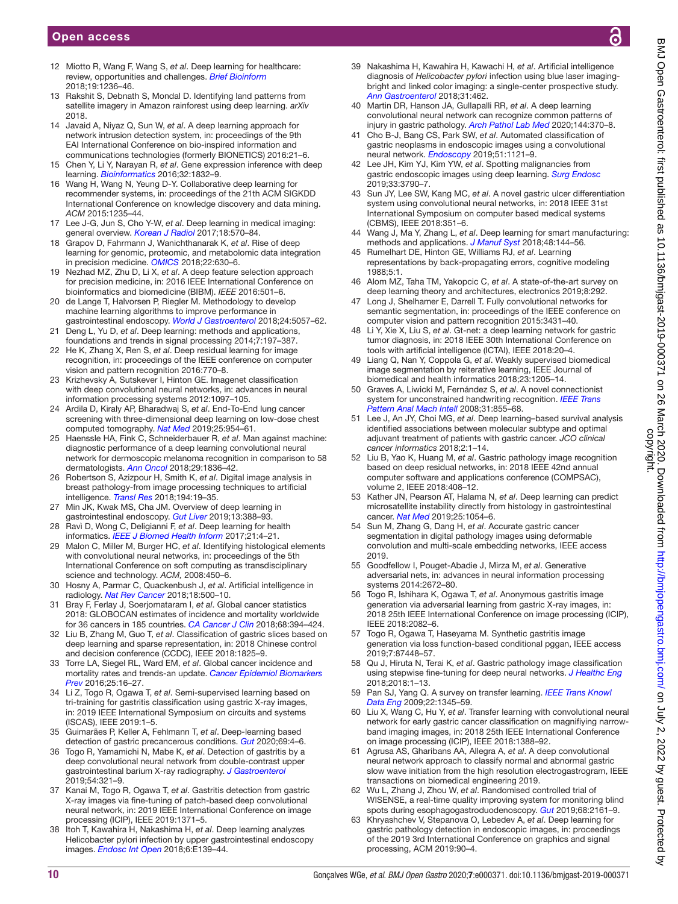12 Miotto R, Wang F, Wang S, *et al*. Deep learning for healthcare: review, opportunities and challenges. *Brief Bioinform* 2018;19:1236–46.

13 Rakshit S, Debnath S, Mondal D. Identifying land patterns from satellite imagery in Amazon rainforest using deep learning. *arXiv* 2018.

14 Javaid A, Niyaz Q, Sun W, *et al*. A deep learning approach for network intrusion detection system, in: proceedings of the 9th EAI International Conference on bio-inspired information and communications technologies (formerly BIONETICS) 2016:21–6.

15 Chen Y, Li Y, Narayan R, *et al*. Gene expression inference with deep learning. *Bioinformatics* 2016;32:1832–9.

16 Wang H, Wang N, Yeung D-Y. Collaborative deep learning for recommender systems, in: proceedings of the 21th ACM SIGKDD International Conference on knowledge discovery and data mining. *ACM* 2015:1235–44.

17 Lee J-G, Jun S, Cho Y-W, *et al*. Deep learning in medical imaging: general overview. *Korean J Radiol* 2017;18:570–84.

18 Grapov D, Fahrmann J, Wanichthanarak K, *et al*. Rise of deep learning for genomic, proteomic, and metabolomic data integration in precision medicine. *OMICS* 2018;22:630–6.

19 Nezhad MZ, Zhu D, Li X, *et al*. A deep feature selection approach for precision medicine, in: 2016 IEEE International Conference on bioinformatics and biomedicine (BIBM). *IEEE* 2016:501–6.

20 de Lange T, Halvorsen P, Riegler M. Methodology to develop machine learning algorithms to improve performance in gastrointestinal endoscopy. *World J Gastroenterol* 2018;24:5057–62.

21 Deng L, Yu D, *et al*. Deep learning: methods and applications, foundations and trends in signal processing 2014;7:197–387.

22 He K, Zhang X, Ren S, *et al*. Deep residual learning for image recognition, in: proceedings of the IEEE conference on computer vision and pattern recognition 2016:770–8.

23 Krizhevsky A, Sutskever I, Hinton GE. Imagenet classification with deep convolutional neural networks, in: advances in neural information processing systems 2012:1097–105.

24 Ardila D, Kiraly AP, Bharadwaj S, *et al*. End-To-End lung cancer screening with three-dimensional deep learning on low-dose chest computed tomography. *Nat Med* 2019;25:954–61.

25 Haenssle HA, Fink C, Schneiderbauer R, *et al*. Man against machine: diagnostic performance of a deep learning convolutional neural network for dermoscopic melanoma recognition in comparison to 58 dermatologists. *Ann Oncol* 2018;29:1836–42.

26 Robertson S, Azizpour H, Smith K, *et al*. Digital image analysis in breast pathology-from image processing techniques to artificial intelligence. *Transl Res* 2018;194:19–35.

27 Min JK, Kwak MS, Cha JM. Overview of deep learning in gastrointestinal endoscopy. *Gut Liver* 2019;13:388–93.

28 Ravì D, Wong C, Deligianni F, *et al*. Deep learning for health informatics. *IEEE J Biomed Health Inform* 2017;21:4–21.

29 Malon C, Miller M, Burger HC, *et al*. Identifying histological elements with convolutional neural networks, in: proceedings of the 5th International Conference on soft computing as transdisciplinary science and technology. *ACM,* 2008:450–6.

30 Hosny A, Parmar C, Quackenbush J, *et al*. Artificial intelligence in radiology. *Nat Rev Cancer* 2018;18:500–10.

31 Bray F, Ferlay J, Soerjomataram I, *et al*. Global cancer statistics 2018: GLOBOCAN estimates of incidence and mortality worldwide for 36 cancers in 185 countries. *CA Cancer J Clin* 2018;68:394–424.

32 Liu B, Zhang M, Guo T, *et al*. Classification of gastric slices based on deep learning and sparse representation, in: 2018 Chinese control and decision conference (CCDC), IEEE 2018:1825–9.

33 Torre LA, Siegel RL, Ward EM, *et al*. Global cancer incidence and mortality rates and trends-an update. *Cancer Epidemiol Biomarkers Prev* 2016;25:16–27.

34 Li Z, Togo R, Ogawa T, *et al*. Semi-supervised learning based on tri-training for gastritis classification using gastric X-ray images, in: 2019 IEEE International Symposium on circuits and systems (ISCAS), IEEE 2019:1–5.

35 Guimarães P, Keller A, Fehlmann T, *et al*. Deep-learning based detection of gastric precancerous conditions. *Gut* 2020;69:4–6.

36 Togo R, Yamamichi N, Mabe K, *et al*. Detection of gastritis by a deep convolutional neural network from double-contrast upper gastrointestinal barium X-ray radiography. *J Gastroenterol* 2019;54:321–9.

37 Kanai M, Togo R, Ogawa T, *et al*. Gastritis detection from gastric X-ray images via fine-tuning of patch-based deep convolutional neural network, in: 2019 IEEE International Conference on image processing (ICIP), IEEE 2019:1371–5.

38 Itoh T, Kawahira H, Nakashima H, *et al*. Deep learning analyzes Helicobacter pylori infection by upper gastrointestinal endoscopy images. *Endosc Int Open* 2018;6:E139–44.

39 Nakashima H, Kawahira H, Kawachi H, *et al*. Artificial intelligence diagnosis of *Helicobacter pylori* infection using blue laser imaging-bright and linked color imaging: a single-center prospective study. *Ann Gastroenterol* 2018;31:462.

40 Martin DR, Hanson JA, Gullapalli RR, *et al*. A deep learning convolutional neural network can recognize common patterns of injury in gastric pathology. *Arch Pathol Lab Med* 2020;144:370–8.

41 Cho B-J, Bang CS, Park SW, *et al*. Automated classification of gastric neoplasms in endoscopic images using a convolutional neural network. *Endoscopy* 2019;51:1121–9.

42 Lee JH, Kim YJ, Kim YW, *et al*. Spotting malignancies from gastric endoscopic images using deep learning. *Surg Endosc* 2019;33:3790–7.

43 Sun JY, Lee SW, Kang MC, *et al*. A novel gastric ulcer differentiation system using convolutional neural networks, in: 2018 IEEE 31st International Symposium on computer based medical systems (CBMS), IEEE 2018:351–6.

44 Wang J, Ma Y, Zhang L, *et al*. Deep learning for smart manufacturing: methods and applications. *J Manuf Syst* 2018;48:144–56.

45 Rumelhart DE, Hinton GE, Williams RJ, *et al*. Learning representations by back-propagating errors, cognitive modeling 1988;5:1.

46 Alom MZ, Taha TM, Yakopcic C, *et al*. A state-of-the-art survey on deep learning theory and architectures, electronics 2019;8:292.

47 Long J, Shelhamer E, Darrell T. Fully convolutional networks for semantic segmentation, in: proceedings of the IEEE conference on computer vision and pattern recognition 2015:3431–40.

48 Li Y, Xie X, Liu S, *et al*. Gt-net: a deep learning network for gastric tumor diagnosis, in: 2018 IEEE 30th International Conference on tools with artificial intelligence (ICTAI), IEEE 2018:20–4.

49 Liang Q, Nan Y, Coppola G, *et al*. Weakly supervised biomedical image segmentation by reiterative learning, IEEE Journal of biomedical and health informatics 2018;23:1205–14.

50 Graves A, Liwicki M, Fernández S, *et al*. A novel connectionist system for unconstrained handwriting recognition. *IEEE Trans Pattern Anal Mach Intell* 2008;31:855–68.

51 Lee J, An JY, Choi MG, *et al*. Deep learning–based survival analysis identified associations between molecular subtype and optimal adjuvant treatment of patients with gastric cancer. *JCO clinical cancer informatics* 2018;2:1–14.

52 Liu B, Yao K, Huang M, *et al*. Gastric pathology image recognition based on deep residual networks, in: 2018 IEEE 42nd annual computer software and applications conference (COMPSAC), volume 2, IEEE 2018:408–12.

53 Kather JN, Pearson AT, Halama N, *et al*. Deep learning can predict microsatellite instability directly from histology in gastrointestinal cancer. *Nat Med* 2019;25:1054–6.

54 Sun M, Zhang G, Dang H, *et al*. Accurate gastric cancer segmentation in digital pathology images using deformable convolution and multi-scale embedding networks, IEEE access 2019.

55 Goodfellow I, Pouget-Abadie J, Mirza M, *et al*. Generative adversarial nets, in: advances in neural information processing systems 2014:2672–80.

56 Togo R, Ishihara K, Ogawa T, *et al*. Anonymous gastritis image generation via adversarial learning from gastric X-ray images, in: 2018 25th IEEE International Conference on image processing (ICIP), IEEE 2018:2082–6.

57 Togo R, Ogawa T, Haseyama M. Synthetic gastritis image generation via loss function-based conditional pggan, IEEE access 2019;7:87448–57.

58 Qu J, Hiruta N, Terai K, *et al*. Gastric pathology image classification using stepwise fine-tuning for deep neural networks. *J Healthc Eng* 2018;2018:1–13.

59 Pan SJ, Yang Q. A survey on transfer learning. *IEEE Trans Knowl Data Eng* 2009;22:1345–59.

60 Liu X, Wang C, Hu Y, *et al*. Transfer learning with convolutional neural network for early gastric cancer classification on magnifiying narrow-band imaging images, in: 2018 25th IEEE International Conference on image processing (ICIP), IEEE 2018:1388–92.

61 Agrusa AS, Gharibans AA, Allegra A, *et al*. A deep convolutional neural network approach to classify normal and abnormal gastric slow wave initiation from the high resolution electrogastrogram, IEEE transactions on biomedical engineering 2019.

62 Wu L, Zhang J, Zhou W, *et al*. Randomised controlled trial of WISENSE, a real-time quality improving system for monitoring blind spots during esophagogastroduodenoscopy. *Gut* 2019;68:2161–9.

63 Khryashchev V, Stepanova O, Lebedev A, *et al*. Deep learning for gastric pathology detection in endoscopic images, in: proceedings of the 2019 3rd International Conference on graphics and signal processing, ACM 2019:90–4.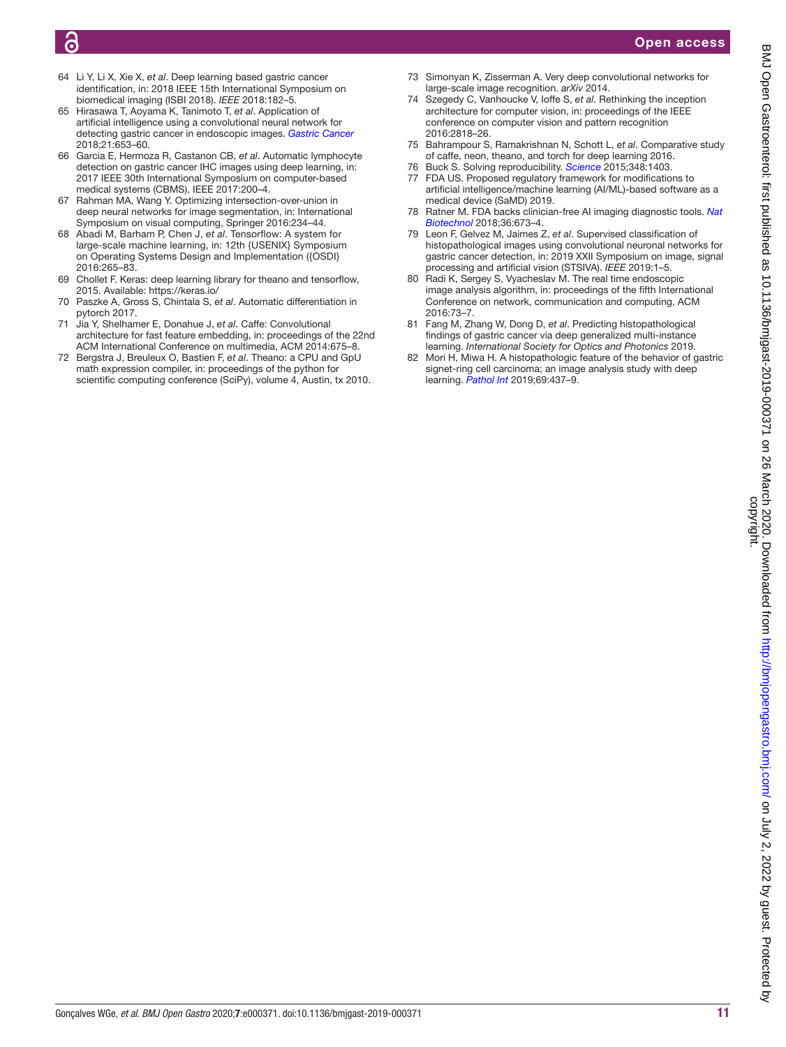64 Li Y, Li X, Xie X, *et al*. Deep learning based gastric cancer identification, in: 2018 IEEE 15th International Symposium on biomedical imaging (ISBI 2018). *IEEE* 2018:182–5.
65 Hirasawa T, Aoyama K, Tanimoto T, *et al*. Application of artificial intelligence using a convolutional neural network for detecting gastric cancer in endoscopic images. *Gastric Cancer* 2018;21:653–60.
66 Garcia E, Hermoza R, Castanon CB, *et al*. Automatic lymphocyte detection on gastric cancer IHC images using deep learning, in: 2017 IEEE 30th International Symposium on computer-based medical systems (CBMS), IEEE 2017:200–4.
67 Rahman MA, Wang Y. Optimizing intersection-over-union in deep neural networks for image segmentation, in: International Symposium on visual computing, Springer 2016:234–44.
68 Abadi M, Barham P, Chen J, *et al*. Tensorflow: A system for large-scale machine learning, in: 12th {USENIX} Symposium on Operating Systems Design and Implementation ({OSDI} 2016:265–83.
69 Chollet F. Keras: deep learning library for theano and tensorflow, 2015. Available: https://keras.io/
70 Paszke A, Gross S, Chintala S, *et al*. Automatic differentiation in pytorch 2017.
71 Jia Y, Shelhamer E, Donahue J, *et al*. Caffe: Convolutional architecture for fast feature embedding, in: proceedings of the 22nd ACM International Conference on multimedia, ACM 2014:675–8.
72 Bergstra J, Breuleux O, Bastien F, *et al*. Theano: a CPU and GpU math expression compiler, in: proceedings of the python for scientific computing conference (SciPy), volume 4, Austin, tx 2010.
73 Simonyan K, Zisserman A. Very deep convolutional networks for large-scale image recognition. *arXiv* 2014.
74 Szegedy C, Vanhoucke V, Ioffe S, *et al*. Rethinking the inception architecture for computer vision, in: proceedings of the IEEE conference on computer vision and pattern recognition 2016:2818–26.
75 Bahrampour S, Ramakrishnan N, Schott L, *et al*. Comparative study of caffe, neon, theano, and torch for deep learning 2016.
76 Buck S. Solving reproducibility. *Science* 2015;348:1403.
77 FDA US. Proposed regulatory framework for modifications to artificial intelligence/machine learning (AI/ML)-based software as a medical device (SaMD) 2019.
78 Ratner M. FDA backs clinician-free AI imaging diagnostic tools. *Nat Biotechnol* 2018;36:673–4.
79 Leon F, Gelvez M, Jaimes Z, *et al*. Supervised classification of histopathological images using convolutional neuronal networks for gastric cancer detection, in: 2019 XXII Symposium on image, signal processing and artificial vision (STSIVA). *IEEE* 2019:1–5.
80 Radi K, Sergey S, Vyacheslav M. The real time endoscopic image analysis algorithm, in: proceedings of the fifth International Conference on network, communication and computing, ACM 2016:73–7.
81 Fang M, Zhang W, Dong D, *et al*. Predicting histopathological findings of gastric cancer via deep generalized multi-instance learning. *International Society for Optics and Photonics* 2019.
82 Mori H, Miwa H. A histopathologic feature of the behavior of gastric signet-ring cell carcinoma; an image analysis study with deep learning. *Pathol Int* 2019;69:437–9.